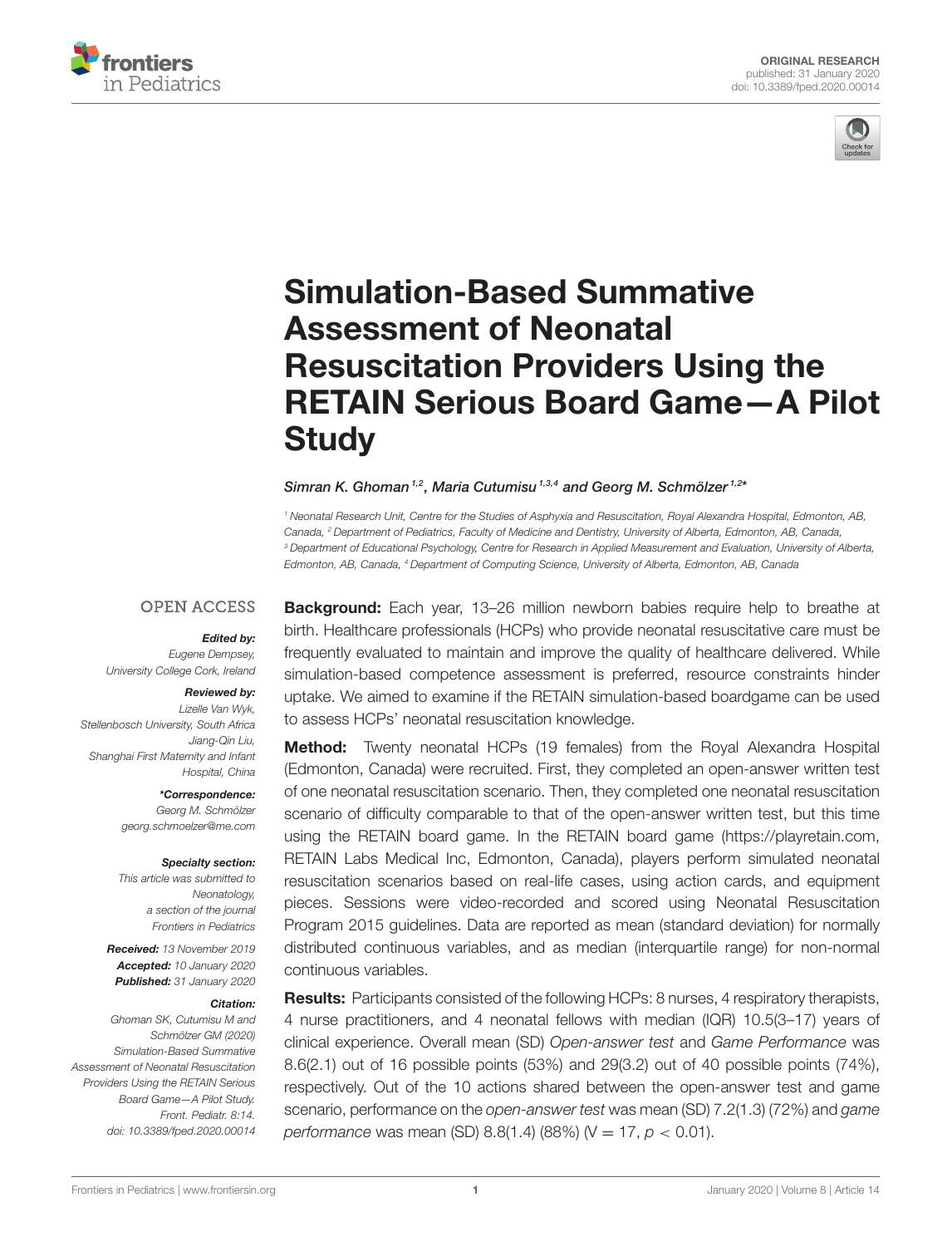ORIGINAL RESEARCH
published: 31 January 2020
doi: 10.3389/fped.2020.00014

# Simulation-Based Summative Assessment of Neonatal Resuscitation Providers Using the RETAIN Serious Board Game—A Pilot Study

*Simran K. Ghoman[1,2], Maria Cutumisu[1,3,4] and Georg M. Schmölzer[1,2]**

[1] Neonatal Research Unit, Centre for the Studies of Asphyxia and Resuscitation, Royal Alexandra Hospital, Edmonton, AB, Canada, [2] Department of Pediatrics, Faculty of Medicine and Dentistry, University of Alberta, Edmonton, AB, Canada, [3] Department of Educational Psychology, Centre for Research in Applied Measurement and Evaluation, University of Alberta, Edmonton, AB, Canada, [4] Department of Computing Science, University of Alberta, Edmonton, AB, Canada

OPEN ACCESS

***Edited by:***
Eugene Dempsey,
University College Cork, Ireland

***Reviewed by:***
Lizelle Van Wyk,
Stellenbosch University, South Africa
Jiang-Qin Liu,
Shanghai First Maternity and Infant Hospital, China

***\*Correspondence:***
Georg M. Schmölzer
georg.schmoelzer@me.com

***Specialty section:***
This article was submitted to Neonatology,
a section of the journal
Frontiers in Pediatrics

***Received:*** 13 November 2019
***Accepted:*** 10 January 2020
***Published:*** 31 January 2020

***Citation:***
Ghoman SK, Cutumisu M and Schmölzer GM (2020) Simulation-Based Summative Assessment of Neonatal Resuscitation Providers Using the RETAIN Serious Board Game—A Pilot Study. Front. Pediatr. 8:14.
doi: 10.3389/fped.2020.00014

**Background:** Each year, 13–26 million newborn babies require help to breathe at birth. Healthcare professionals (HCPs) who provide neonatal resuscitative care must be frequently evaluated to maintain and improve the quality of healthcare delivered. While simulation-based competence assessment is preferred, resource constraints hinder uptake. We aimed to examine if the RETAIN simulation-based boardgame can be used to assess HCPs' neonatal resuscitation knowledge.

**Method:** Twenty neonatal HCPs (19 females) from the Royal Alexandra Hospital (Edmonton, Canada) were recruited. First, they completed an open-answer written test of one neonatal resuscitation scenario. Then, they completed one neonatal resuscitation scenario of difficulty comparable to that of the open-answer written test, but this time using the RETAIN board game. In the RETAIN board game (https://playretain.com, RETAIN Labs Medical Inc, Edmonton, Canada), players perform simulated neonatal resuscitation scenarios based on real-life cases, using action cards, and equipment pieces. Sessions were video-recorded and scored using Neonatal Resuscitation Program 2015 guidelines. Data are reported as mean (standard deviation) for normally distributed continuous variables, and as median (interquartile range) for non-normal continuous variables.

**Results:** Participants consisted of the following HCPs: 8 nurses, 4 respiratory therapists, 4 nurse practitioners, and 4 neonatal fellows with median (IQR) 10.5(3–17) years of clinical experience. Overall mean (SD) *Open-answer test* and *Game Performance* was 8.6(2.1) out of 16 possible points (53%) and 29(3.2) out of 40 possible points (74%), respectively. Out of the 10 actions shared between the open-answer test and game scenario, performance on the *open-answer test* was mean (SD) 7.2(1.3) (72%) and *game performance* was mean (SD) 8.8(1.4) (88%) ($V = 17$, $p < 0.01$).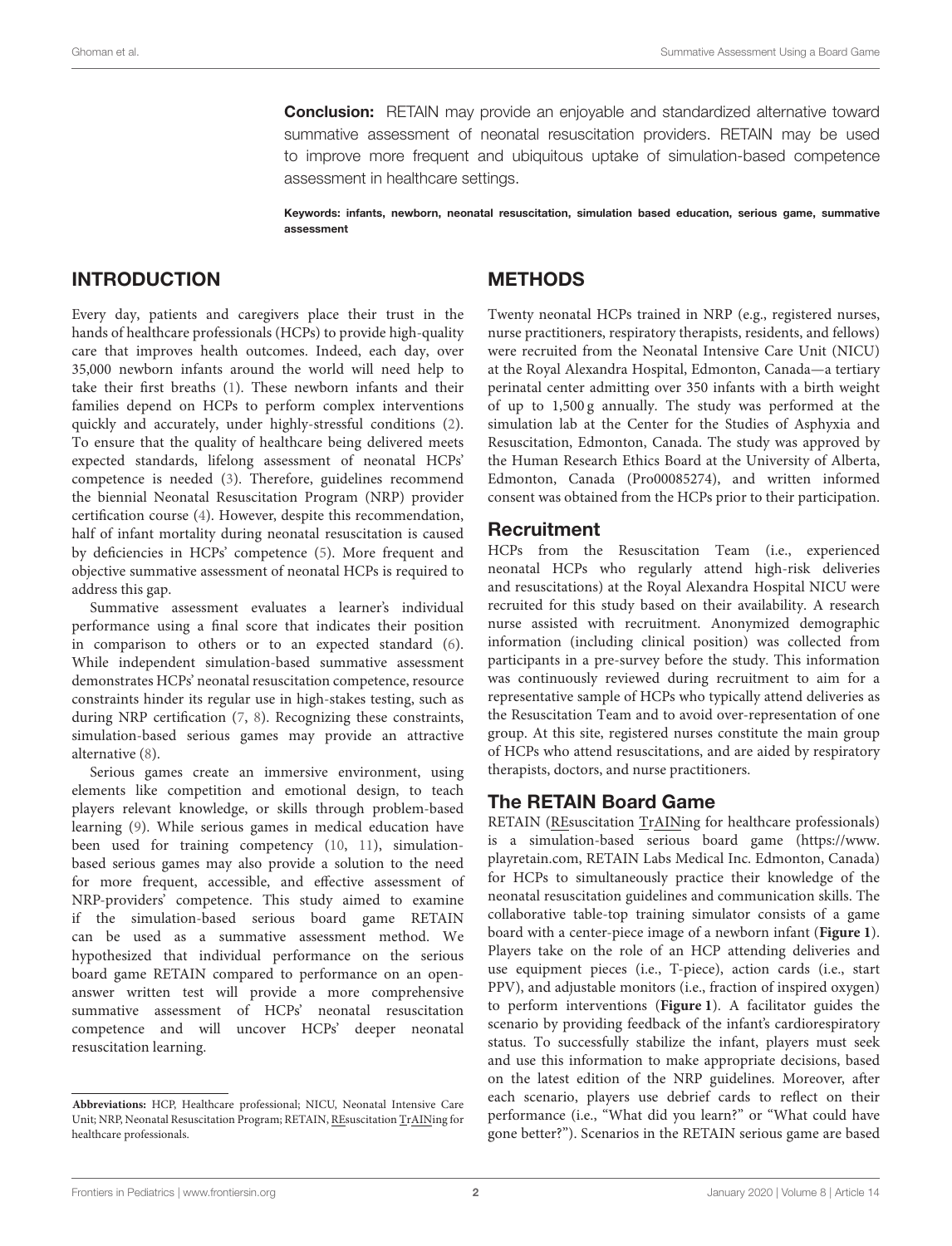**Conclusion:** RETAIN may provide an enjoyable and standardized alternative toward summative assessment of neonatal resuscitation providers. RETAIN may be used to improve more frequent and ubiquitous uptake of simulation-based competence assessment in healthcare settings.

**Keywords: infants, newborn, neonatal resuscitation, simulation based education, serious game, summative assessment**

## INTRODUCTION

Every day, patients and caregivers place their trust in the hands of healthcare professionals (HCPs) to provide high-quality care that improves health outcomes. Indeed, each day, over 35,000 newborn infants around the world will need help to take their first breaths (1). These newborn infants and their families depend on HCPs to perform complex interventions quickly and accurately, under highly-stressful conditions (2). To ensure that the quality of healthcare being delivered meets expected standards, lifelong assessment of neonatal HCPs' competence is needed (3). Therefore, guidelines recommend the biennial Neonatal Resuscitation Program (NRP) provider certification course (4). However, despite this recommendation, half of infant mortality during neonatal resuscitation is caused by deficiencies in HCPs' competence (5). More frequent and objective summative assessment of neonatal HCPs is required to address this gap.

Summative assessment evaluates a learner's individual performance using a final score that indicates their position in comparison to others or to an expected standard (6). While independent simulation-based summative assessment demonstrates HCPs' neonatal resuscitation competence, resource constraints hinder its regular use in high-stakes testing, such as during NRP certification (7, 8). Recognizing these constraints, simulation-based serious games may provide an attractive alternative (8).

Serious games create an immersive environment, using elements like competition and emotional design, to teach players relevant knowledge, or skills through problem-based learning (9). While serious games in medical education have been used for training competency (10, 11), simulation-based serious games may also provide a solution to the need for more frequent, accessible, and effective assessment of NRP-providers' competence. This study aimed to examine if the simulation-based serious board game RETAIN can be used as a summative assessment method. We hypothesized that individual performance on the serious board game RETAIN compared to performance on an open-answer written test will provide a more comprehensive summative assessment of HCPs' neonatal resuscitation competence and will uncover HCPs' deeper neonatal resuscitation learning.

**Abbreviations:** HCP, Healthcare professional; NICU, Neonatal Intensive Care Unit; NRP, Neonatal Resuscitation Program; RETAIN, REsuscitation TrAINing for healthcare professionals.

## METHODS

Twenty neonatal HCPs trained in NRP (e.g., registered nurses, nurse practitioners, respiratory therapists, residents, and fellows) were recruited from the Neonatal Intensive Care Unit (NICU) at the Royal Alexandra Hospital, Edmonton, Canada—a tertiary perinatal center admitting over 350 infants with a birth weight of up to 1,500 g annually. The study was performed at the simulation lab at the Center for the Studies of Asphyxia and Resuscitation, Edmonton, Canada. The study was approved by the Human Research Ethics Board at the University of Alberta, Edmonton, Canada (Pro00085274), and written informed consent was obtained from the HCPs prior to their participation.

### Recruitment

HCPs from the Resuscitation Team (i.e., experienced neonatal HCPs who regularly attend high-risk deliveries and resuscitations) at the Royal Alexandra Hospital NICU were recruited for this study based on their availability. A research nurse assisted with recruitment. Anonymized demographic information (including clinical position) was collected from participants in a pre-survey before the study. This information was continuously reviewed during recruitment to aim for a representative sample of HCPs who typically attend deliveries as the Resuscitation Team and to avoid over-representation of one group. At this site, registered nurses constitute the main group of HCPs who attend resuscitations, and are aided by respiratory therapists, doctors, and nurse practitioners.

### The RETAIN Board Game

RETAIN (REsuscitation TrAINing for healthcare professionals) is a simulation-based serious board game (https://www.playretain.com, RETAIN Labs Medical Inc. Edmonton, Canada) for HCPs to simultaneously practice their knowledge of the neonatal resuscitation guidelines and communication skills. The collaborative table-top training simulator consists of a game board with a center-piece image of a newborn infant (**Figure 1**). Players take on the role of an HCP attending deliveries and use equipment pieces (i.e., T-piece), action cards (i.e., start PPV), and adjustable monitors (i.e., fraction of inspired oxygen) to perform interventions (**Figure 1**). A facilitator guides the scenario by providing feedback of the infant's cardiorespiratory status. To successfully stabilize the infant, players must seek and use this information to make appropriate decisions, based on the latest edition of the NRP guidelines. Moreover, after each scenario, players use debrief cards to reflect on their performance (i.e., "What did you learn?" or "What could have gone better?"). Scenarios in the RETAIN serious game are based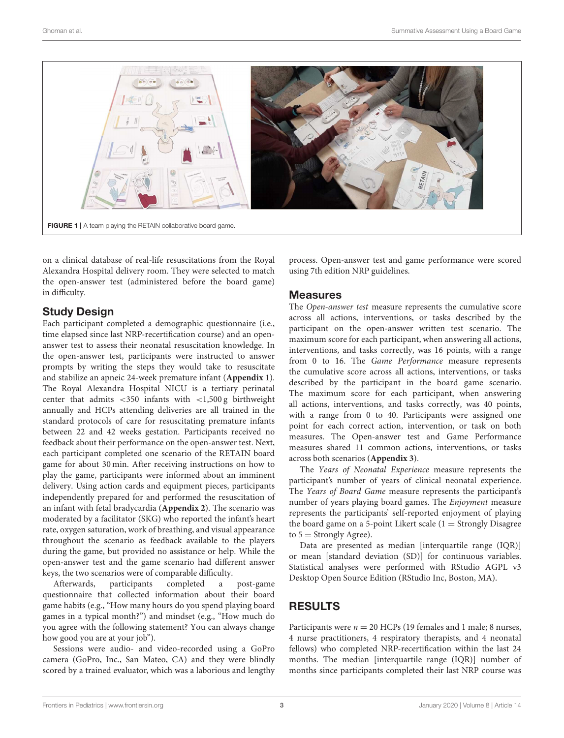FIGURE 1 | A team playing the RETAIN collaborative board game.

on a clinical database of real-life resuscitations from the Royal Alexandra Hospital delivery room. They were selected to match the open-answer test (administered before the board game) in difficulty.

## Study Design

Each participant completed a demographic questionnaire (i.e., time elapsed since last NRP-recertification course) and an open-answer test to assess their neonatal resuscitation knowledge. In the open-answer test, participants were instructed to answer prompts by writing the steps they would take to resuscitate and stabilize an apneic 24-week premature infant (**Appendix 1**). The Royal Alexandra Hospital NICU is a tertiary perinatal center that admits <350 infants with <1,500 g birthweight annually and HCPs attending deliveries are all trained in the standard protocols of care for resuscitating premature infants between 22 and 42 weeks gestation. Participants received no feedback about their performance on the open-answer test. Next, each participant completed one scenario of the RETAIN board game for about 30 min. After receiving instructions on how to play the game, participants were informed about an imminent delivery. Using action cards and equipment pieces, participants independently prepared for and performed the resuscitation of an infant with fetal bradycardia (**Appendix 2**). The scenario was moderated by a facilitator (SKG) who reported the infant's heart rate, oxygen saturation, work of breathing, and visual appearance throughout the scenario as feedback available to the players during the game, but provided no assistance or help. While the open-answer test and the game scenario had different answer keys, the two scenarios were of comparable difficulty.

Afterwards, participants completed a post-game questionnaire that collected information about their board game habits (e.g., "How many hours do you spend playing board games in a typical month?") and mindset (e.g., "How much do you agree with the following statement? You can always change how good you are at your job").

Sessions were audio- and video-recorded using a GoPro camera (GoPro, Inc., San Mateo, CA) and they were blindly scored by a trained evaluator, which was a laborious and lengthy process. Open-answer test and game performance were scored using 7th edition NRP guidelines.

## Measures

The *Open-answer test* measure represents the cumulative score across all actions, interventions, or tasks described by the participant on the open-answer written test scenario. The maximum score for each participant, when answering all actions, interventions, and tasks correctly, was 16 points, with a range from 0 to 16. The *Game Performance* measure represents the cumulative score across all actions, interventions, or tasks described by the participant in the board game scenario. The maximum score for each participant, when answering all actions, interventions, and tasks correctly, was 40 points, with a range from 0 to 40. Participants were assigned one point for each correct action, intervention, or task on both measures. The Open-answer test and Game Performance measures shared 11 common actions, interventions, or tasks across both scenarios (**Appendix 3**).

The *Years of Neonatal Experience* measure represents the participant's number of years of clinical neonatal experience. The *Years of Board Game* measure represents the participant's number of years playing board games. The *Enjoyment* measure represents the participants' self-reported enjoyment of playing the board game on a 5-point Likert scale (1 = Strongly Disagree to 5 = Strongly Agree).

Data are presented as median [interquartile range (IQR)] or mean [standard deviation (SD)] for continuous variables. Statistical analyses were performed with RStudio AGPL v3 Desktop Open Source Edition (RStudio Inc, Boston, MA).

## RESULTS

Participants were $n = 20$ HCPs (19 females and 1 male; 8 nurses, 4 nurse practitioners, 4 respiratory therapists, and 4 neonatal fellows) who completed NRP-recertification within the last 24 months. The median [interquartile range (IQR)] number of months since participants completed their last NRP course was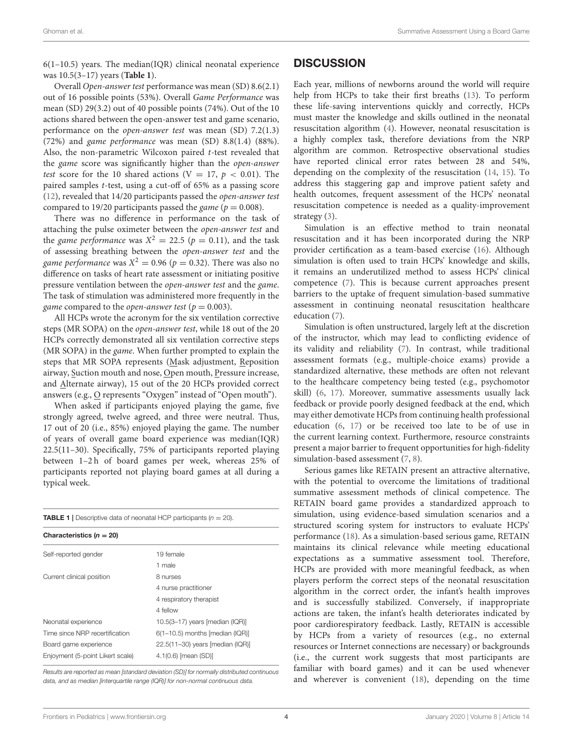6(1–10.5) years. The median(IQR) clinical neonatal experience was 10.5(3–17) years (**Table 1**).

Overall *Open-answer test* performance was mean (SD) 8.6(2.1) out of 16 possible points (53%). Overall *Game Performance* was mean (SD) 29(3.2) out of 40 possible points (74%). Out of the 10 actions shared between the open-answer test and game scenario, performance on the *open-answer test* was mean (SD) 7.2(1.3) (72%) and *game performance* was mean (SD) 8.8(1.4) (88%). Also, the non-parametric Wilcoxon paired *t*-test revealed that the *game* score was significantly higher than the *open-answer test* score for the 10 shared actions ($V = 17$, $p < 0.01$). The paired samples *t*-test, using a cut-off of 65% as a passing score (12), revealed that 14/20 participants passed the *open-answer test* compared to 19/20 participants passed the *game* ($p = 0.008$).

There was no difference in performance on the task of attaching the pulse oximeter between the *open-answer test* and the *game performance* was $X^2 = 22.5$ ($p = 0.11$), and the task of assessing breathing between the *open-answer test* and the *game performance* was $X^2 = 0.96$ ($p = 0.32$). There was also no difference on tasks of heart rate assessment or initiating positive pressure ventilation between the *open-answer test* and the *game*. The task of stimulation was administered more frequently in the *game* compared to the *open-answer test* ($p = 0.003$).

All HCPs wrote the acronym for the six ventilation corrective steps (MR SOPA) on the *open-answer test*, while 18 out of the 20 HCPs correctly demonstrated all six ventilation corrective steps (MR SOPA) in the *game*. When further prompted to explain the steps that MR SOPA represents (Mask adjustment, Reposition airway, Suction mouth and nose, Open mouth, Pressure increase, and Alternate airway), 15 out of the 20 HCPs provided correct answers (e.g., O represents "Oxygen" instead of "Open mouth").

When asked if participants enjoyed playing the game, five strongly agreed, twelve agreed, and three were neutral. Thus, 17 out of 20 (i.e., 85%) enjoyed playing the game. The number of years of overall game board experience was median(IQR) 22.5(11–30). Specifically, 75% of participants reported playing between 1–2 h of board games per week, whereas 25% of participants reported not playing board games at all during a typical week.

**TABLE 1** | Descriptive data of neonatal HCP participants ($n = 20$).

| Characteristics ($n = 20$) | |
|---|---|
| Self-reported gender | 19 female |
| | 1 male |
| Current clinical position | 8 nurses |
| | 4 nurse practitioner |
| | 4 respiratory therapist |
| | 4 fellow |
| Neonatal experience | 10.5(3–17) years [median (IQR)] |
| Time since NRP recertification | 6(1–10.5) months [median (IQR)] |
| Board game experience | 22.5(11–30) years [median (IQR)] |
| Enjoyment (5-point Likert scale) | 4.1(0.6) [mean (SD)] |

*Results are reported as mean [standard deviation (SD)] for normally distributed continuous data, and as median [interquartile range (IQR)] for non-normal continuous data.*

## DISCUSSION

Each year, millions of newborns around the world will require help from HCPs to take their first breaths (13). To perform these life-saving interventions quickly and correctly, HCPs must master the knowledge and skills outlined in the neonatal resuscitation algorithm (4). However, neonatal resuscitation is a highly complex task, therefore deviations from the NRP algorithm are common. Retrospective observational studies have reported clinical error rates between 28 and 54%, depending on the complexity of the resuscitation (14, 15). To address this staggering gap and improve patient safety and health outcomes, frequent assessment of the HCPs' neonatal resuscitation competence is needed as a quality-improvement strategy (3).

Simulation is an effective method to train neonatal resuscitation and it has been incorporated during the NRP provider certification as a team-based exercise (16). Although simulation is often used to train HCPs' knowledge and skills, it remains an underutilized method to assess HCPs' clinical competence (7). This is because current approaches present barriers to the uptake of frequent simulation-based summative assessment in continuing neonatal resuscitation healthcare education (7).

Simulation is often unstructured, largely left at the discretion of the instructor, which may lead to conflicting evidence of its validity and reliability (7). In contrast, while traditional assessment formats (e.g., multiple-choice exams) provide a standardized alternative, these methods are often not relevant to the healthcare competency being tested (e.g., psychomotor skill) (6, 17). Moreover, summative assessments usually lack feedback or provide poorly designed feedback at the end, which may either demotivate HCPs from continuing health professional education (6, 17) or be received too late to be of use in the current learning context. Furthermore, resource constraints present a major barrier to frequent opportunities for high-fidelity simulation-based assessment (7, 8).

Serious games like RETAIN present an attractive alternative, with the potential to overcome the limitations of traditional summative assessment methods of clinical competence. The RETAIN board game provides a standardized approach to simulation, using evidence-based simulation scenarios and a structured scoring system for instructors to evaluate HCPs' performance (18). As a simulation-based serious game, RETAIN maintains its clinical relevance while meeting educational expectations as a summative assessment tool. Therefore, HCPs are provided with more meaningful feedback, as when players perform the correct steps of the neonatal resuscitation algorithm in the correct order, the infant's health improves and is successfully stabilized. Conversely, if inappropriate actions are taken, the infant's health deteriorates indicated by poor cardiorespiratory feedback. Lastly, RETAIN is accessible by HCPs from a variety of resources (e.g., no external resources or Internet connections are necessary) or backgrounds (i.e., the current work suggests that most participants are familiar with board games) and it can be used whenever and wherever is convenient (18), depending on the time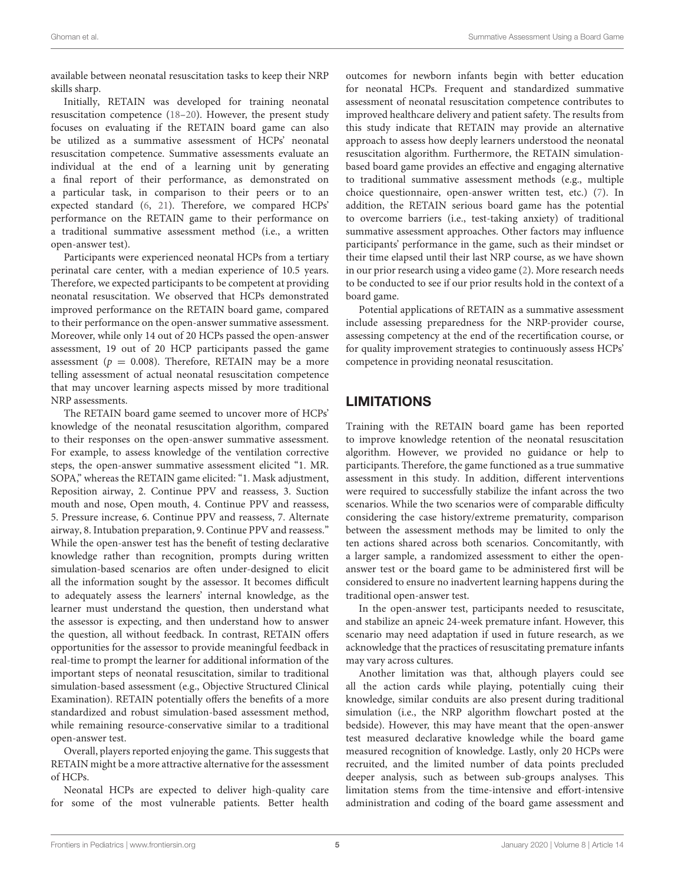available between neonatal resuscitation tasks to keep their NRP skills sharp.

Initially, RETAIN was developed for training neonatal resuscitation competence (18–20). However, the present study focuses on evaluating if the RETAIN board game can also be utilized as a summative assessment of HCPs' neonatal resuscitation competence. Summative assessments evaluate an individual at the end of a learning unit by generating a final report of their performance, as demonstrated on a particular task, in comparison to their peers or to an expected standard (6, 21). Therefore, we compared HCPs' performance on the RETAIN game to their performance on a traditional summative assessment method (i.e., a written open-answer test).

Participants were experienced neonatal HCPs from a tertiary perinatal care center, with a median experience of 10.5 years. Therefore, we expected participants to be competent at providing neonatal resuscitation. We observed that HCPs demonstrated improved performance on the RETAIN board game, compared to their performance on the open-answer summative assessment. Moreover, while only 14 out of 20 HCPs passed the open-answer assessment, 19 out of 20 HCP participants passed the game assessment ($p = 0.008$). Therefore, RETAIN may be a more telling assessment of actual neonatal resuscitation competence that may uncover learning aspects missed by more traditional NRP assessments.

The RETAIN board game seemed to uncover more of HCPs' knowledge of the neonatal resuscitation algorithm, compared to their responses on the open-answer summative assessment. For example, to assess knowledge of the ventilation corrective steps, the open-answer summative assessment elicited "1. MR. SOPA," whereas the RETAIN game elicited: "1. Mask adjustment, Reposition airway, 2. Continue PPV and reassess, 3. Suction mouth and nose, Open mouth, 4. Continue PPV and reassess, 5. Pressure increase, 6. Continue PPV and reassess, 7. Alternate airway, 8. Intubation preparation, 9. Continue PPV and reassess." While the open-answer test has the benefit of testing declarative knowledge rather than recognition, prompts during written simulation-based scenarios are often under-designed to elicit all the information sought by the assessor. It becomes difficult to adequately assess the learners' internal knowledge, as the learner must understand the question, then understand what the assessor is expecting, and then understand how to answer the question, all without feedback. In contrast, RETAIN offers opportunities for the assessor to provide meaningful feedback in real-time to prompt the learner for additional information of the important steps of neonatal resuscitation, similar to traditional simulation-based assessment (e.g., Objective Structured Clinical Examination). RETAIN potentially offers the benefits of a more standardized and robust simulation-based assessment method, while remaining resource-conservative similar to a traditional open-answer test.

Overall, players reported enjoying the game. This suggests that RETAIN might be a more attractive alternative for the assessment of HCPs.

Neonatal HCPs are expected to deliver high-quality care for some of the most vulnerable patients. Better health outcomes for newborn infants begin with better education for neonatal HCPs. Frequent and standardized summative assessment of neonatal resuscitation competence contributes to improved healthcare delivery and patient safety. The results from this study indicate that RETAIN may provide an alternative approach to assess how deeply learners understood the neonatal resuscitation algorithm. Furthermore, the RETAIN simulation-based board game provides an effective and engaging alternative to traditional summative assessment methods (e.g., multiple choice questionnaire, open-answer written test, etc.) (7). In addition, the RETAIN serious board game has the potential to overcome barriers (i.e., test-taking anxiety) of traditional summative assessment approaches. Other factors may influence participants' performance in the game, such as their mindset or their time elapsed until their last NRP course, as we have shown in our prior research using a video game (2). More research needs to be conducted to see if our prior results hold in the context of a board game.

Potential applications of RETAIN as a summative assessment include assessing preparedness for the NRP-provider course, assessing competency at the end of the recertification course, or for quality improvement strategies to continuously assess HCPs' competence in providing neonatal resuscitation.

## LIMITATIONS

Training with the RETAIN board game has been reported to improve knowledge retention of the neonatal resuscitation algorithm. However, we provided no guidance or help to participants. Therefore, the game functioned as a true summative assessment in this study. In addition, different interventions were required to successfully stabilize the infant across the two scenarios. While the two scenarios were of comparable difficulty considering the case history/extreme prematurity, comparison between the assessment methods may be limited to only the ten actions shared across both scenarios. Concomitantly, with a larger sample, a randomized assessment to either the open-answer test or the board game to be administered first will be considered to ensure no inadvertent learning happens during the traditional open-answer test.

In the open-answer test, participants needed to resuscitate, and stabilize an apneic 24-week premature infant. However, this scenario may need adaptation if used in future research, as we acknowledge that the practices of resuscitating premature infants may vary across cultures.

Another limitation was that, although players could see all the action cards while playing, potentially cuing their knowledge, similar conduits are also present during traditional simulation (i.e., the NRP algorithm flowchart posted at the bedside). However, this may have meant that the open-answer test measured declarative knowledge while the board game measured recognition of knowledge. Lastly, only 20 HCPs were recruited, and the limited number of data points precluded deeper analysis, such as between sub-groups analyses. This limitation stems from the time-intensive and effort-intensive administration and coding of the board game assessment and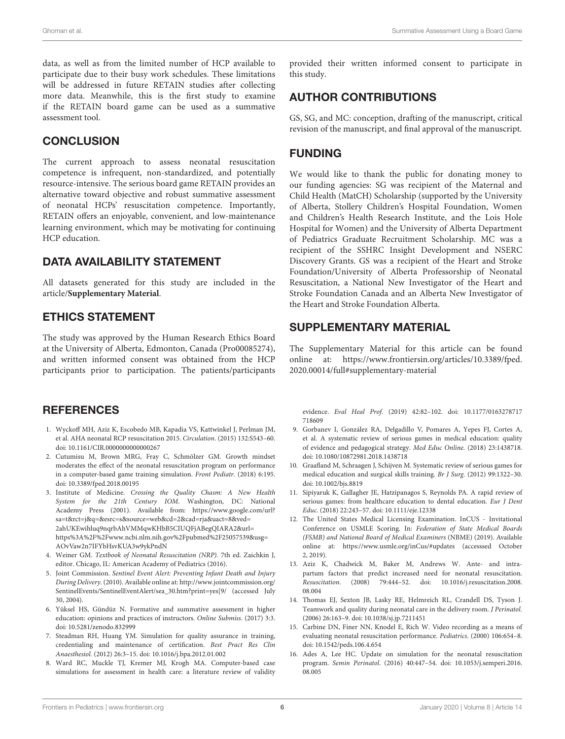data, as well as from the limited number of HCP available to participate due to their busy work schedules. These limitations will be addressed in future RETAIN studies after collecting more data. Meanwhile, this is the first study to examine if the RETAIN board game can be used as a summative assessment tool.

## CONCLUSION

The current approach to assess neonatal resuscitation competence is infrequent, non-standardized, and potentially resource-intensive. The serious board game RETAIN provides an alternative toward objective and robust summative assessment of neonatal HCPs' resuscitation competence. Importantly, RETAIN offers an enjoyable, convenient, and low-maintenance learning environment, which may be motivating for continuing HCP education.

## DATA AVAILABILITY STATEMENT

All datasets generated for this study are included in the article/**Supplementary Material**.

## ETHICS STATEMENT

The study was approved by the Human Research Ethics Board at the University of Alberta, Edmonton, Canada (Pro00085274), and written informed consent was obtained from the HCP participants prior to participation. The patients/participants provided their written informed consent to participate in this study.

## AUTHOR CONTRIBUTIONS

GS, SG, and MC: conception, drafting of the manuscript, critical revision of the manuscript, and final approval of the manuscript.

## FUNDING

We would like to thank the public for donating money to our funding agencies: SG was recipient of the Maternal and Child Health (MatCH) Scholarship (supported by the University of Alberta, Stollery Children's Hospital Foundation, Women and Children's Health Research Institute, and the Lois Hole Hospital for Women) and the University of Alberta Department of Pediatrics Graduate Recruitment Scholarship. MC was a recipient of the SSHRC Insight Development and NSERC Discovery Grants. GS was a recipient of the Heart and Stroke Foundation/University of Alberta Professorship of Neonatal Resuscitation, a National New Investigator of the Heart and Stroke Foundation Canada and an Alberta New Investigator of the Heart and Stroke Foundation Alberta.

## SUPPLEMENTARY MATERIAL

The Supplementary Material for this article can be found online at: https://www.frontiersin.org/articles/10.3389/fped.2020.00014/full#supplementary-material

## REFERENCES

1. Wyckoff MH, Aziz K, Escobedo MB, Kapadia VS, Kattwinkel J, Perlman JM, et al. AHA neonatal RCP resuscitation 2015. *Circulation*. (2015) 132:S543–60. doi: 10.1161/CIR.0000000000000267
2. Cutumisu M, Brown MRG, Fray C, Schmölzer GM. Growth mindset moderates the effect of the neonatal resuscitation program on performance in a computer-based game training simulation. *Front Pediatr*. (2018) 6:195. doi: 10.3389/fped.2018.00195
3. Institute of Medicine. *Crossing the Quality Chasm: A New Health System for the 21th Century IOM*. Washington, DC: National Academy Press (2001). Available from: https://www.google.com/url?sa=t&rct=j&q=&esrc=s&source=web&cd=2&cad=rja&uact=8&ved=2ahUKEwihluq9nqrbAhVMMqwKHbB5CIUQFjABegQIARA2&url=https%3A%2F%2Fwww.ncbi.nlm.nih.gov%2Fpubmed%2F25057539&usg=AOvVaw2n7IFYbHsvKUA3w9ykPndN
4. Weiner GM. *Textbook of Neonatal Resuscitation (NRP)*. 7th ed. Zaichkin J, editor. Chicago, IL: American Academy of Pediatrics (2016).
5. Joint Commission. *Sentinel Event Alert: Preventing Infant Death and Injury During Delivery*. (2010). Available online at: http://www.jointcommission.org/SentinelEvents/SentinelEventAlert/sea_30.htm?print=yes[9/ (accessed July 30, 2004).
6. Yüksel HS, Gündüz N. Formative and summative assessment in higher education: opinions and practices of instructors. *Online Submiss*. (2017) 3:3. doi: 10.5281/zenodo.832999
7. Steadman RH, Huang YM. Simulation for quality assurance in training, credentialing and maintenance of certification. *Best Pract Res Clin Anaesthesiol*. (2012) 26:3–15. doi: 10.1016/j.bpa.2012.01.002
8. Ward RC, Muckle TJ, Kremer MJ, Krogh MA. Computer-based case simulations for assessment in health care: a literature review of validity evidence. *Eval Heal Prof*. (2019) 42:82–102. doi: 10.1177/0163278717718609
9. Gorbanev I, González RA, Delgadillo V, Pomares A, Yepes FJ, Cortes A, et al. A systematic review of serious games in medical education: quality of evidence and pedagogical strategy. *Med Educ Online*. (2018) 23:1438718. doi: 10.1080/10872981.2018.1438718
10. Graafland M, Schraagen J, Schijven M. Systematic review of serious games for medical education and surgical skills training. *Br J Surg*. (2012) 99:1322–30. doi: 10.1002/bjs.8819
11. Sipiyaruk K, Gallagher JE, Hatzipanagos S, Reynolds PA. A rapid review of serious games: from healthcare education to dental education. *Eur J Dent Educ*. (2018) 22:243–57. doi: 10.1111/eje.12338
12. The United States Medical Licensing Examination. InCUS - Invitational Conference on USMLE Scoring. In: *Federation of State Medical Boards (FSMB) and National Board of Medical Examiners* (NBME) (2019). Available online at: https://www.usmle.org/inCus/#updates (accesssed October 2, 2019).
13. Aziz K, Chadwick M, Baker M, Andrews W. Ante- and intra-partum factors that predict increased need for neonatal resuscitation. *Resuscitation*. (2008) 79:444–52. doi: 10.1016/j.resuscitation.2008.08.004
14. Thomas EJ, Sexton JB, Lasky RE, Helmreich RL, Crandell DS, Tyson J. Teamwork and quality during neonatal care in the delivery room. *J Perinatol*. (2006) 26:163–9. doi: 10.1038/sj.jp.7211451
15. Carbine DN, Finer NN, Knodel E, Rich W. Video recording as a means of evaluating neonatal resuscitation performance. *Pediatrics*. (2000) 106:654–8. doi: 10.1542/peds.106.4.654
16. Ades A, Lee HC. Update on simulation for the neonatal resuscitation program. *Semin Perinatol*. (2016) 40:447–54. doi: 10.1053/j.semperi.2016.08.005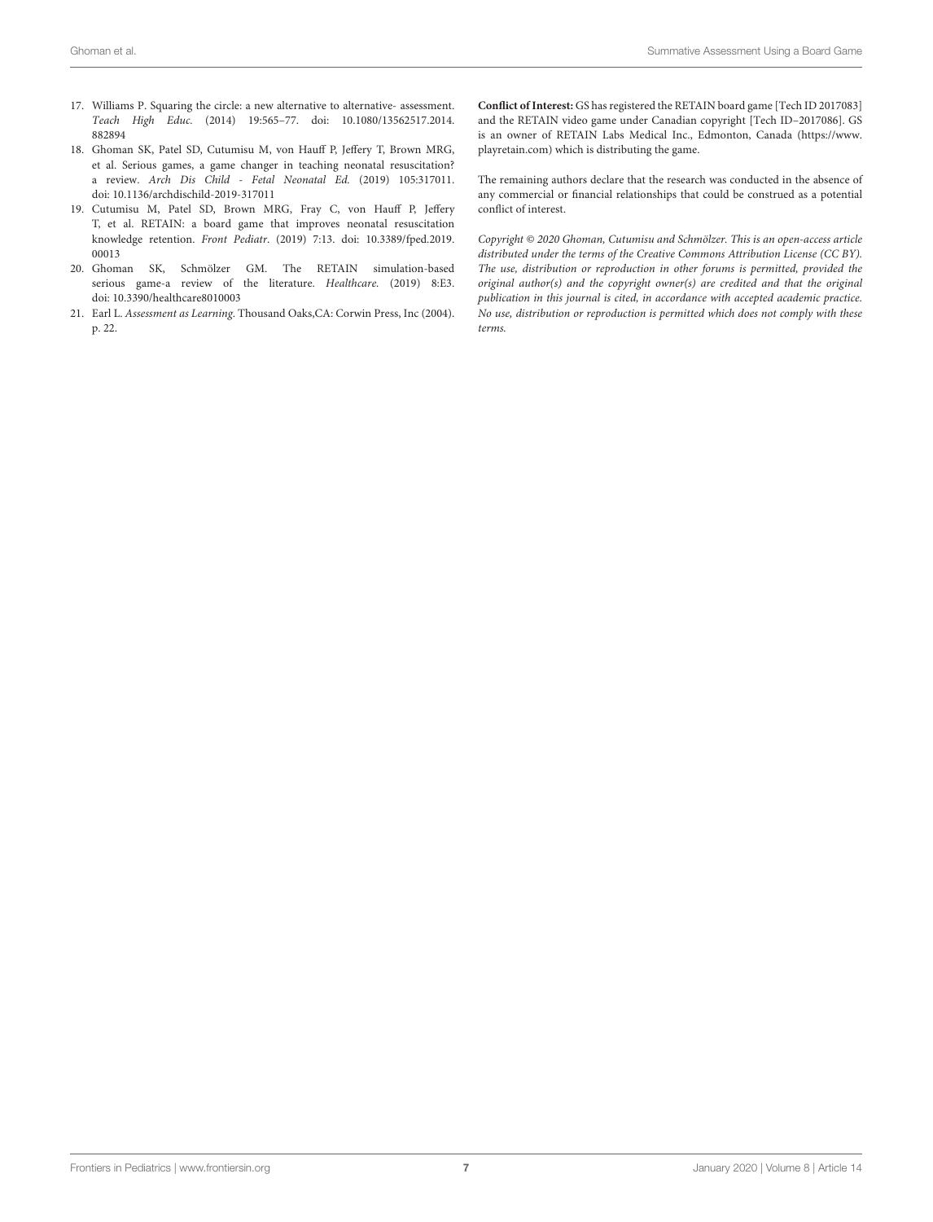17. Williams P. Squaring the circle: a new alternative to alternative- assessment. *Teach High Educ.* (2014) 19:565–77. doi: 10.1080/13562517.2014.882894
18. Ghoman SK, Patel SD, Cutumisu M, von Hauff P, Jeffery T, Brown MRG, et al. Serious games, a game changer in teaching neonatal resuscitation? a review. *Arch Dis Child - Fetal Neonatal Ed.* (2019) 105:317011. doi: 10.1136/archdischild-2019-317011
19. Cutumisu M, Patel SD, Brown MRG, Fray C, von Hauff P, Jeffery T, et al. RETAIN: a board game that improves neonatal resuscitation knowledge retention. *Front Pediatr*. (2019) 7:13. doi: 10.3389/fped.2019.00013
20. Ghoman SK, Schmölzer GM. The RETAIN simulation-based serious game-a review of the literature. *Healthcare.* (2019) 8:E3. doi: 10.3390/healthcare8010003
21. Earl L. *Assessment as Learning.* Thousand Oaks,CA: Corwin Press, Inc (2004). p. 22.

**Conflict of Interest:** GS has registered the RETAIN board game [Tech ID 2017083] and the RETAIN video game under Canadian copyright [Tech ID–2017086]. GS is an owner of RETAIN Labs Medical Inc., Edmonton, Canada (https://www.playretain.com) which is distributing the game.

The remaining authors declare that the research was conducted in the absence of any commercial or financial relationships that could be construed as a potential conflict of interest.

*Copyright © 2020 Ghoman, Cutumisu and Schmölzer. This is an open-access article distributed under the terms of the Creative Commons Attribution License (CC BY). The use, distribution or reproduction in other forums is permitted, provided the original author(s) and the copyright owner(s) are credited and that the original publication in this journal is cited, in accordance with accepted academic practice. No use, distribution or reproduction is permitted which does not comply with these terms.*